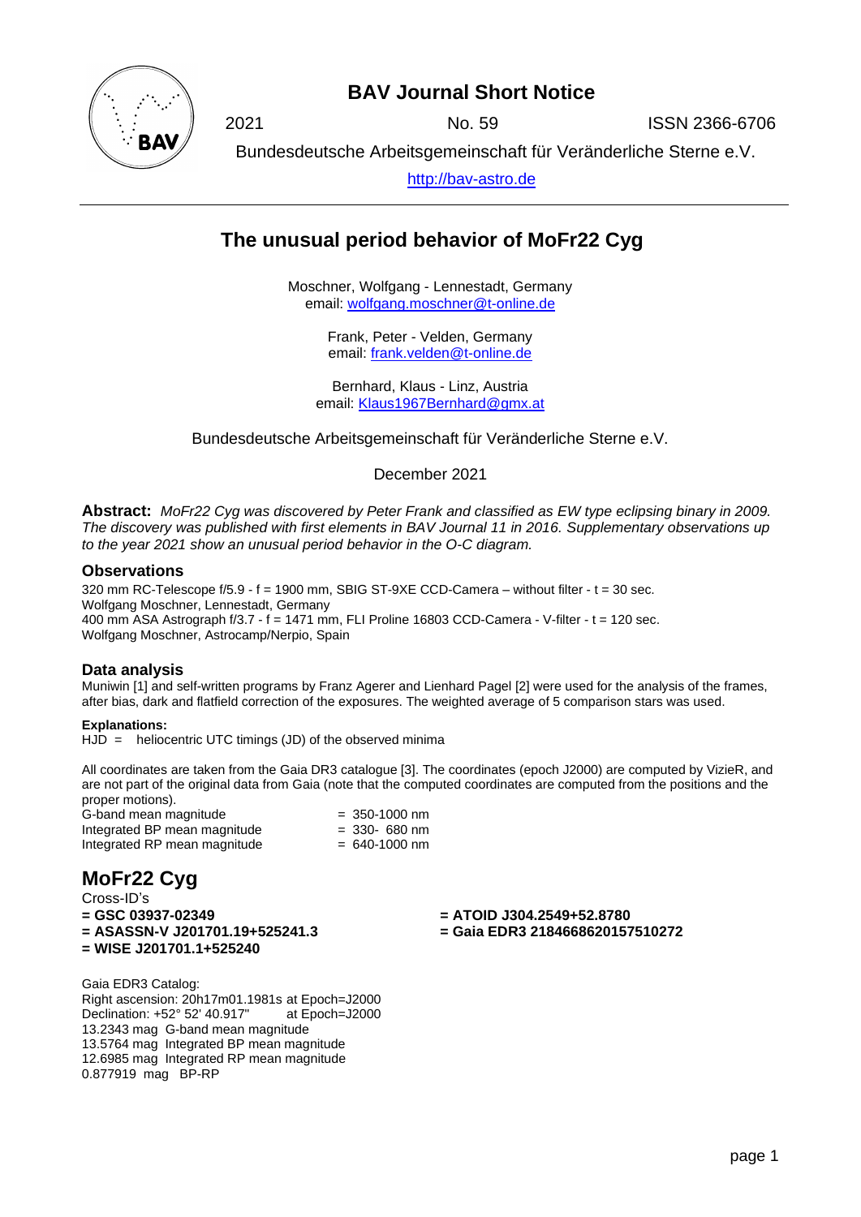# BAV Journal Short Notice

2021 No. 59 ISSN 2366-6706

Bundesdeutsche Arbeitsgemeinschaft für Veränderliche Sterne e.V.

http://bav-astro.de

---

## The unusual period behavior of MoFr22 Cyg

Moschner, Wolfgang - Lennestadt, Germany
email: wolfgang.moschner@t-online.de

Frank, Peter - Velden, Germany
email: frank.velden@t-online.de

Bernhard, Klaus - Linz, Austria
email: Klaus1967Bernhard@gmx.at

Bundesdeutsche Arbeitsgemeinschaft für Veränderliche Sterne e.V.

December 2021

**Abstract:** *MoFr22 Cyg was discovered by Peter Frank and classified as EW type eclipsing binary in 2009. The discovery was published with first elements in BAV Journal 11 in 2016. Supplementary observations up to the year 2021 show an unusual period behavior in the O-C diagram.*

### Observations

320 mm RC-Telescope f/5.9 - f = 1900 mm, SBIG ST-9XE CCD-Camera – without filter - t = 30 sec.
Wolfgang Moschner, Lennestadt, Germany
400 mm ASA Astrograph f/3.7 - f = 1471 mm, FLI Proline 16803 CCD-Camera - V-filter - t = 120 sec.
Wolfgang Moschner, Astrocamp/Nerpio, Spain

### Data analysis

Muniwin [1] and self-written programs by Franz Agerer and Lienhard Pagel [2] were used for the analysis of the frames, after bias, dark and flatfield correction of the exposures. The weighted average of 5 comparison stars was used.

**Explanations:**
HJD = heliocentric UTC timings (JD) of the observed minima

All coordinates are taken from the Gaia DR3 catalogue [3]. The coordinates (epoch J2000) are computed by VizieR, and are not part of the original data from Gaia (note that the computed coordinates are computed from the positions and the proper motions).

G-band mean magnitude = 350-1000 nm
Integrated BP mean magnitude = 330- 680 nm
Integrated RP mean magnitude = 640-1000 nm

## MoFr22 Cyg

Cross-ID's
**= GSC 03937-02349**
**= ASASSN-V J201701.19+525241.3**
**= WISE J201701.1+525240**
**= ATOID J304.2549+52.8780**
**= Gaia EDR3 2184668620157510272**

Gaia EDR3 Catalog:
Right ascension: 20h17m01.1981s at Epoch=J2000
Declination: +52° 52' 40.917" at Epoch=J2000
13.2343 mag G-band mean magnitude
13.5764 mag Integrated BP mean magnitude
12.6985 mag Integrated RP mean magnitude
0.877919 mag BP-RP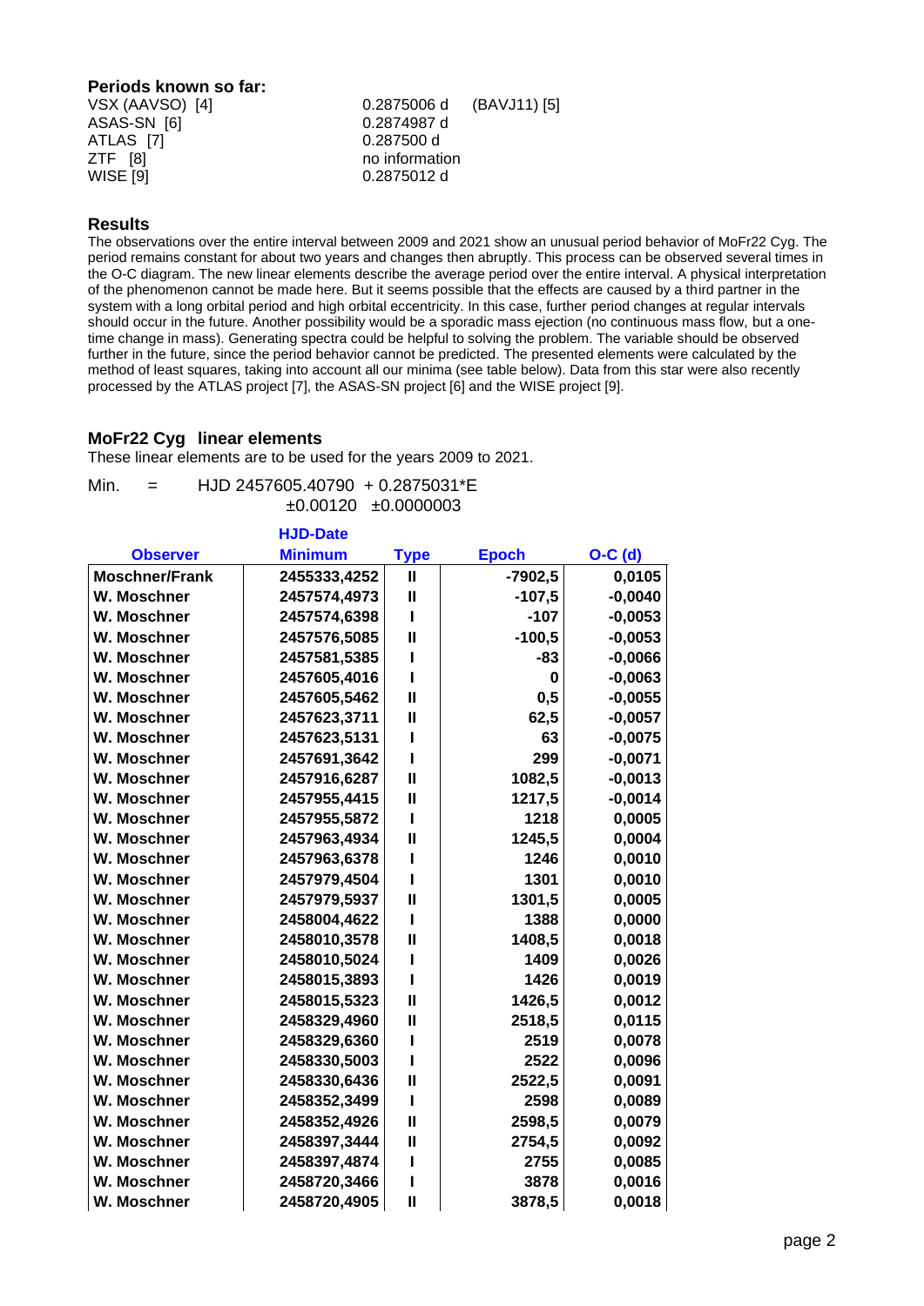## Periods known so far:

| | | |
|---|---|---|
| VSX (AAVSO) [4] | 0.2875006 d | (BAVJ11) [5] |
| ASAS-SN [6] | 0.2874987 d | |
| ATLAS [7] | 0.287500 d | |
| ZTF [8] | no information | |
| WISE [9] | 0.2875012 d | |

## Results

The observations over the entire interval between 2009 and 2021 show an unusual period behavior of MoFr22 Cyg. The period remains constant for about two years and changes then abruptly. This process can be observed several times in the O-C diagram. The new linear elements describe the average period over the entire interval. A physical interpretation of the phenomenon cannot be made here. But it seems possible that the effects are caused by a third partner in the system with a long orbital period and high orbital eccentricity. In this case, further period changes at regular intervals should occur in the future. Another possibility would be a sporadic mass ejection (no continuous mass flow, but a one-time change in mass). Generating spectra could be helpful to solving the problem. The variable should be observed further in the future, since the period behavior cannot be predicted. The presented elements were calculated by the method of least squares, taking into account all our minima (see table below). Data from this star were also recently processed by the ATLAS project [7], the ASAS-SN project [6] and the WISE project [9].

## MoFr22 Cyg linear elements

These linear elements are to be used for the years 2009 to 2021.

Min. = HJD 2457605.40790 + 0.2875031*E
±0.00120 ±0.0000003

| Observer | HJD-Date Minimum | Type | Epoch | O-C (d) |
|---|---|---|---|---|
| Moschner/Frank | 2455333,4252 | II | -7902,5 | 0,0105 |
| W. Moschner | 2457574,4973 | II | -107,5 | -0,0040 |
| W. Moschner | 2457574,6398 | I | -107 | -0,0053 |
| W. Moschner | 2457576,5085 | II | -100,5 | -0,0053 |
| W. Moschner | 2457581,5385 | I | -83 | -0,0066 |
| W. Moschner | 2457605,4016 | I | 0 | -0,0063 |
| W. Moschner | 2457605,5462 | II | 0,5 | -0,0055 |
| W. Moschner | 2457623,3711 | II | 62,5 | -0,0057 |
| W. Moschner | 2457623,5131 | I | 63 | -0,0075 |
| W. Moschner | 2457691,3642 | I | 299 | -0,0071 |
| W. Moschner | 2457916,6287 | II | 1082,5 | -0,0013 |
| W. Moschner | 2457955,4415 | II | 1217,5 | -0,0014 |
| W. Moschner | 2457955,5872 | I | 1218 | 0,0005 |
| W. Moschner | 2457963,4934 | II | 1245,5 | 0,0004 |
| W. Moschner | 2457963,6378 | I | 1246 | 0,0010 |
| W. Moschner | 2457979,4504 | I | 1301 | 0,0010 |
| W. Moschner | 2457979,5937 | II | 1301,5 | 0,0005 |
| W. Moschner | 2458004,4622 | I | 1388 | 0,0000 |
| W. Moschner | 2458010,3578 | II | 1408,5 | 0,0018 |
| W. Moschner | 2458010,5024 | I | 1409 | 0,0026 |
| W. Moschner | 2458015,3893 | I | 1426 | 0,0019 |
| W. Moschner | 2458015,5323 | II | 1426,5 | 0,0012 |
| W. Moschner | 2458329,4960 | II | 2518,5 | 0,0115 |
| W. Moschner | 2458329,6360 | I | 2519 | 0,0078 |
| W. Moschner | 2458330,5003 | I | 2522 | 0,0096 |
| W. Moschner | 2458330,6436 | II | 2522,5 | 0,0091 |
| W. Moschner | 2458352,3499 | I | 2598 | 0,0089 |
| W. Moschner | 2458352,4926 | II | 2598,5 | 0,0079 |
| W. Moschner | 2458397,3444 | II | 2754,5 | 0,0092 |
| W. Moschner | 2458397,4874 | I | 2755 | 0,0085 |
| W. Moschner | 2458720,3466 | I | 3878 | 0,0016 |
| W. Moschner | 2458720,4905 | II | 3878,5 | 0,0018 |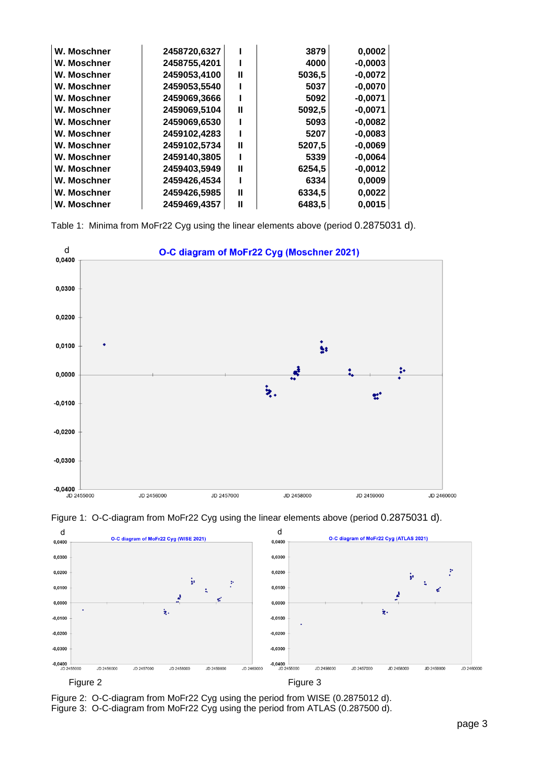| W. Moschner | 2458720,6327 | I | 3879 | 0,0002 |
|---|---|---|---|---|
| W. Moschner | 2458755,4201 | I | 4000 | -0,0003 |
| W. Moschner | 2459053,4100 | II | 5036,5 | -0,0072 |
| W. Moschner | 2459053,5540 | I | 5037 | -0,0070 |
| W. Moschner | 2459069,3666 | I | 5092 | -0,0071 |
| W. Moschner | 2459069,5104 | II | 5092,5 | -0,0071 |
| W. Moschner | 2459069,6530 | I | 5093 | -0,0082 |
| W. Moschner | 2459102,4283 | I | 5207 | -0,0083 |
| W. Moschner | 2459102,5734 | II | 5207,5 | -0,0069 |
| W. Moschner | 2459140,3805 | I | 5339 | -0,0064 |
| W. Moschner | 2459403,5949 | II | 6254,5 | -0,0012 |
| W. Moschner | 2459426,4534 | I | 6334 | 0,0009 |
| W. Moschner | 2459426,5985 | II | 6334,5 | 0,0022 |
| W. Moschner | 2459469,4357 | II | 6483,5 | 0,0015 |

Table 1: Minima from MoFr22 Cyg using the linear elements above (period 0.2875031 d).

Figure 1: O-C-diagram from MoFr22 Cyg using the linear elements above (period 0.2875031 d).

Figure 2

Figure 3

Figure 2: O-C-diagram from MoFr22 Cyg using the period from WISE (0.2875012 d).
Figure 3: O-C-diagram from MoFr22 Cyg using the period from ATLAS (0.287500 d).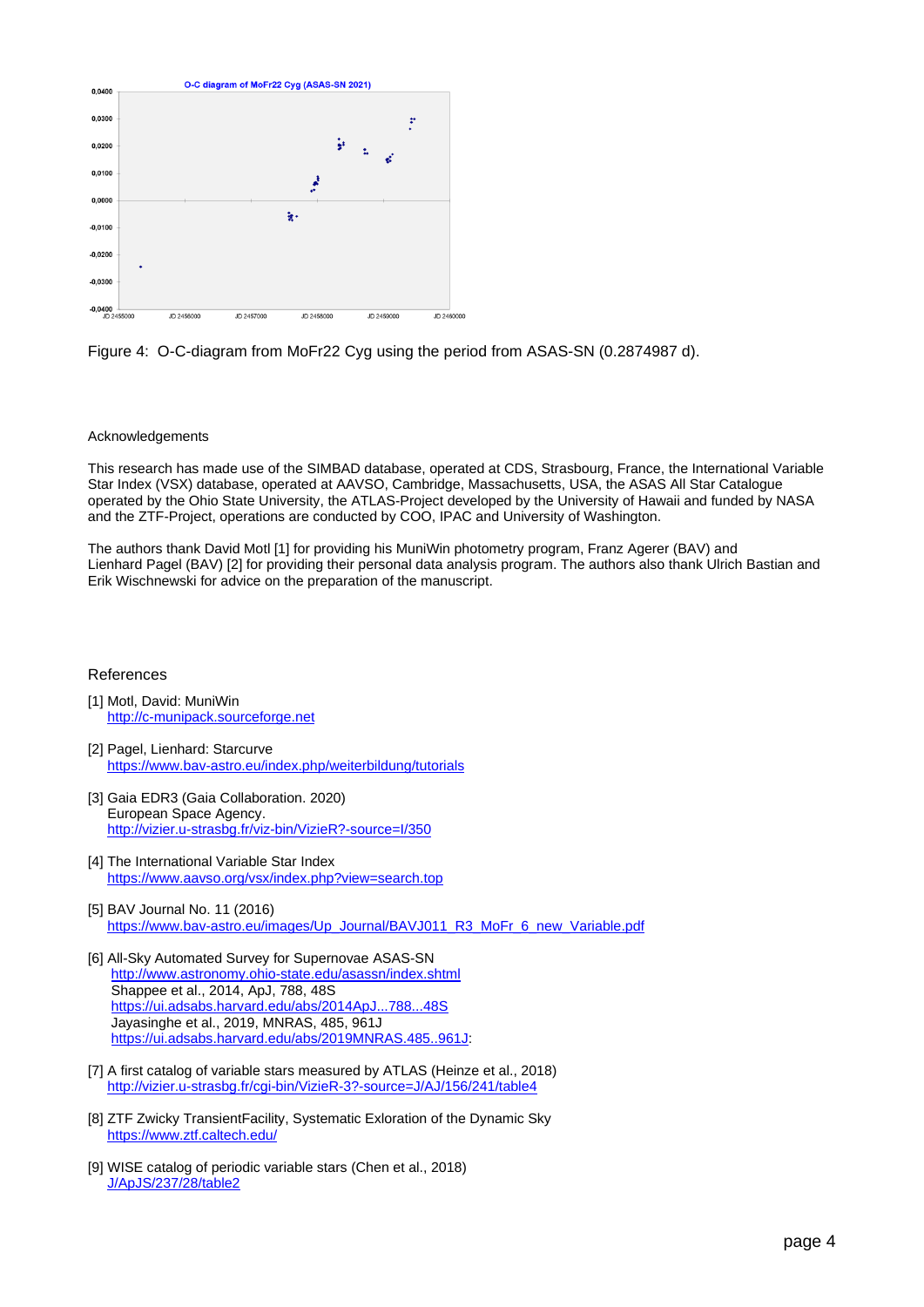O-C diagram of MoFr22 Cyg (ASAS-SN 2021)

0,0400
0,0300
0,0200
0,0100
0,0000
-0,0100
-0,0200
-0,0300
-0,0400

JD 2455000 JD 2456000 JD 2457000 JD 2458000 JD 2459000 JD 2460000

Figure 4: O-C-diagram from MoFr22 Cyg using the period from ASAS-SN (0.2874987 d).

Acknowledgements

This research has made use of the SIMBAD database, operated at CDS, Strasbourg, France, the International Variable Star Index (VSX) database, operated at AAVSO, Cambridge, Massachusetts, USA, the ASAS All Star Catalogue operated by the Ohio State University, the ATLAS-Project developed by the University of Hawaii and funded by NASA and the ZTF-Project, operations are conducted by COO, IPAC and University of Washington.

The authors thank David Motl [1] for providing his MuniWin photometry program, Franz Agerer (BAV) and Lienhard Pagel (BAV) [2] for providing their personal data analysis program. The authors also thank Ulrich Bastian and Erik Wischnewski for advice on the preparation of the manuscript.

References

[1] Motl, David: MuniWin
http://c-munipack.sourceforge.net

[2] Pagel, Lienhard: Starcurve
https://www.bav-astro.eu/index.php/weiterbildung/tutorials

[3] Gaia EDR3 (Gaia Collaboration. 2020)
European Space Agency.
http://vizier.u-strasbg.fr/viz-bin/VizieR?-source=I/350

[4] The International Variable Star Index
https://www.aavso.org/vsx/index.php?view=search.top

[5] BAV Journal No. 11 (2016)
https://www.bav-astro.eu/images/Up_Journal/BAVJ011_R3_MoFr_6_new_Variable.pdf

[6] All-Sky Automated Survey for Supernovae ASAS-SN
http://www.astronomy.ohio-state.edu/asassn/index.shtml
Shappee et al., 2014, ApJ, 788, 48S
https://ui.adsabs.harvard.edu/abs/2014ApJ...788...48S
Jayasinghe et al., 2019, MNRAS, 485, 961J
https://ui.adsabs.harvard.edu/abs/2019MNRAS.485..961J:

[7] A first catalog of variable stars measured by ATLAS (Heinze et al., 2018)
http://vizier.u-strasbg.fr/cgi-bin/VizieR-3?-source=J/AJ/156/241/table4

[8] ZTF Zwicky TransientFacility, Systematic Exloration of the Dynamic Sky
https://www.ztf.caltech.edu/

[9] WISE catalog of periodic variable stars (Chen et al., 2018)
J/ApJS/237/28/table2